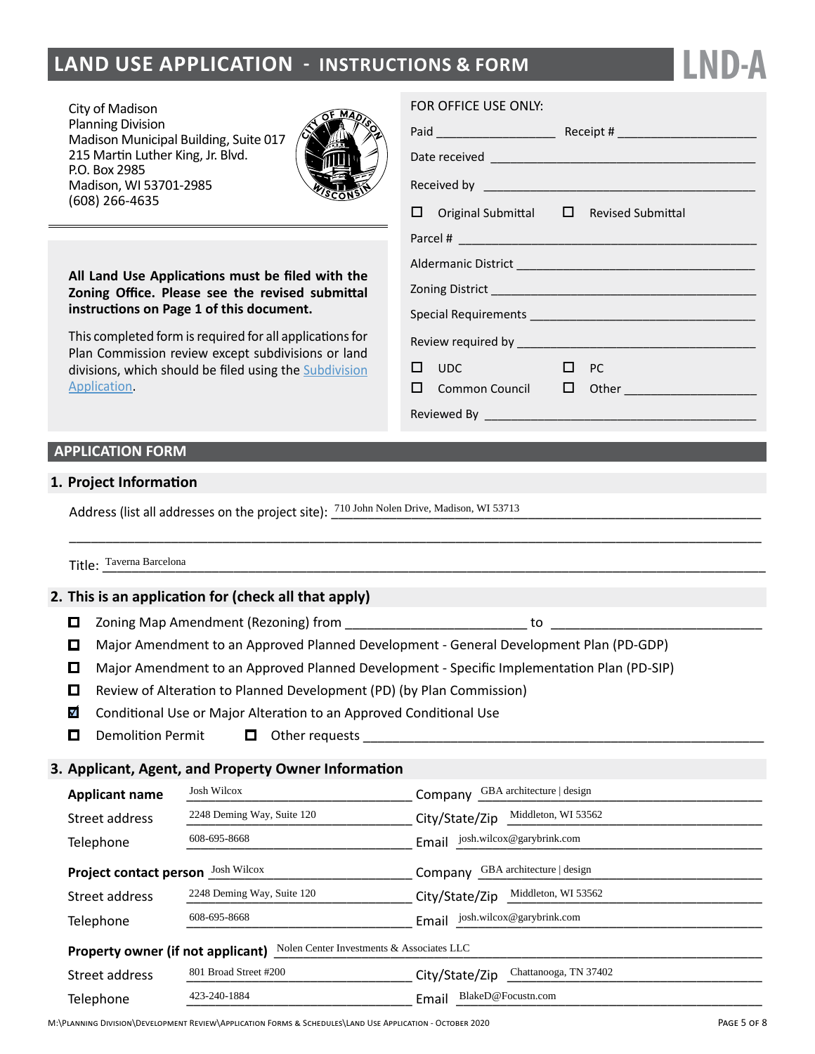# LAND USE APPLICATION - INSTRUCTIONS & FORM

**LND-A**

City of Madison
Planning Division
Madison Municipal Building, Suite 017
215 Martin Luther King, Jr. Blvd.
P.O. Box 2985
Madison, WI 53701-2985
(608) 266-4635

**All Land Use Applications must be filed with the Zoning Office. Please see the revised submittal instructions on Page 1 of this document.**

This completed form is required for all applications for Plan Commission review except subdivisions or land divisions, which should be filed using the Subdivision Application.

FOR OFFICE USE ONLY:

Paid ________________ Receipt # ____________________

Date received ______________________________________

Received by ______________________________________

☐ Original Submittal ☐ Revised Submittal

Parcel # __________________________________________

Aldermanic District __________________________________

Zoning District _____________________________________

Special Requirements ________________________________

Review required by _________________________________

☐ UDC ☐ PC

☐ Common Council ☐ Other ____________________

Reviewed By _______________________________________

## APPLICATION FORM

### 1. Project Information

Address (list all addresses on the project site): 710 John Nolen Drive, Madison, WI 53713

Title: Taverna Barcelona

### 2. This is an application for (check all that apply)

- ☐ Zoning Map Amendment (Rezoning) from ______________________ to ________________________
- ☐ Major Amendment to an Approved Planned Development - General Development Plan (PD-GDP)
- ☐ Major Amendment to an Approved Planned Development - Specific Implementation Plan (PD-SIP)
- ☐ Review of Alteration to Planned Development (PD) (by Plan Commission)
- ☑ Conditional Use or Major Alteration to an Approved Conditional Use
- ☐ Demolition Permit ☐ Other requests ________________________________________________

### 3. Applicant, Agent, and Property Owner Information

**Applicant name** Josh Wilcox — Company GBA architecture | design
Street address 2248 Deming Way, Suite 120 — City/State/Zip Middleton, WI 53562
Telephone 608-695-8668 — Email josh.wilcox@garybrink.com

**Project contact person** Josh Wilcox — Company GBA architecture | design
Street address 2248 Deming Way, Suite 120 — City/State/Zip Middleton, WI 53562
Telephone 608-695-8668 — Email josh.wilcox@garybrink.com

**Property owner (if not applicant)** Nolen Center Investments & Associates LLC
Street address 801 Broad Street #200 — City/State/Zip Chattanooga, TN 37402
Telephone 423-240-1884 — Email BlakeD@Focustn.com

M:\Planning Division\Development Review\Application Forms & Schedules\Land Use Application - October 2020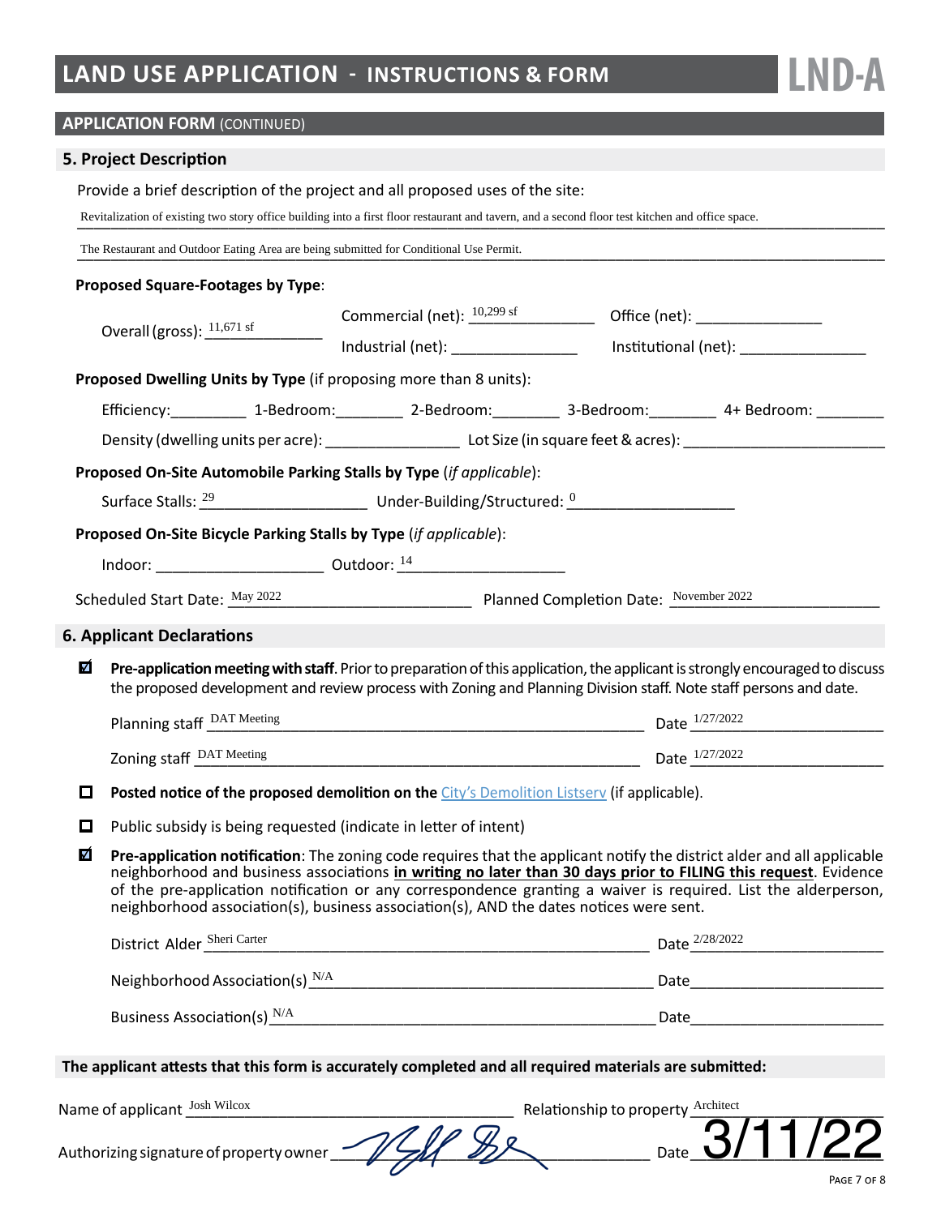# LAND USE APPLICATION - INSTRUCTIONS & FORM

**LND-A**

## APPLICATION FORM (CONTINUED)

### 5. Project Description

Provide a brief description of the project and all proposed uses of the site:

Revitalization of existing two story office building into a first floor restaurant and tavern, and a second floor test kitchen and office space.

The Restaurant and Outdoor Eating Area are being submitted for Conditional Use Permit.

**Proposed Square-Footages by Type**:

Overall (gross): 11,671 sf

Commercial (net): 10,299 sf    Office (net): ______________

Industrial (net): ______________    Institutional (net): ______________

**Proposed Dwelling Units by Type** (if proposing more than 8 units):

Efficiency: ________ 1-Bedroom: ________ 2-Bedroom: ________ 3-Bedroom: ________ 4+ Bedroom: ________

Density (dwelling units per acre): ______________ Lot Size (in square feet & acres): ______________

**Proposed On-Site Automobile Parking Stalls by Type** (*if applicable*):

Surface Stalls: 29    Under-Building/Structured: 0

**Proposed On-Site Bicycle Parking Stalls by Type** (*if applicable*):

Indoor: ______________ Outdoor: 14

Scheduled Start Date: May 2022    Planned Completion Date: November 2022

### 6. Applicant Declarations

- [x] **Pre-application meeting with staff**. Prior to preparation of this application, the applicant is strongly encouraged to discuss the proposed development and review process with Zoning and Planning Division staff. Note staff persons and date.

  Planning staff DAT Meeting    Date 1/27/2022

  Zoning staff DAT Meeting    Date 1/27/2022

- [ ] **Posted notice of the proposed demolition on the** City's Demolition Listserv (if applicable).

- [ ] Public subsidy is being requested (indicate in letter of intent)

- [x] **Pre-application notification**: The zoning code requires that the applicant notify the district alder and all applicable neighborhood and business associations **in writing no later than 30 days prior to FILING this request**. Evidence of the pre-application notification or any correspondence granting a waiver is required. List the alderperson, neighborhood association(s), business association(s), AND the dates notices were sent.

  District Alder Sheri Carter    Date 2/28/2022

  Neighborhood Association(s) N/A    Date ______________

  Business Association(s) N/A    Date ______________

**The applicant attests that this form is accurately completed and all required materials are submitted:**

Name of applicant Josh Wilcox    Relationship to property Architect

Authorizing signature of property owner [signature]    Date 3/11/22